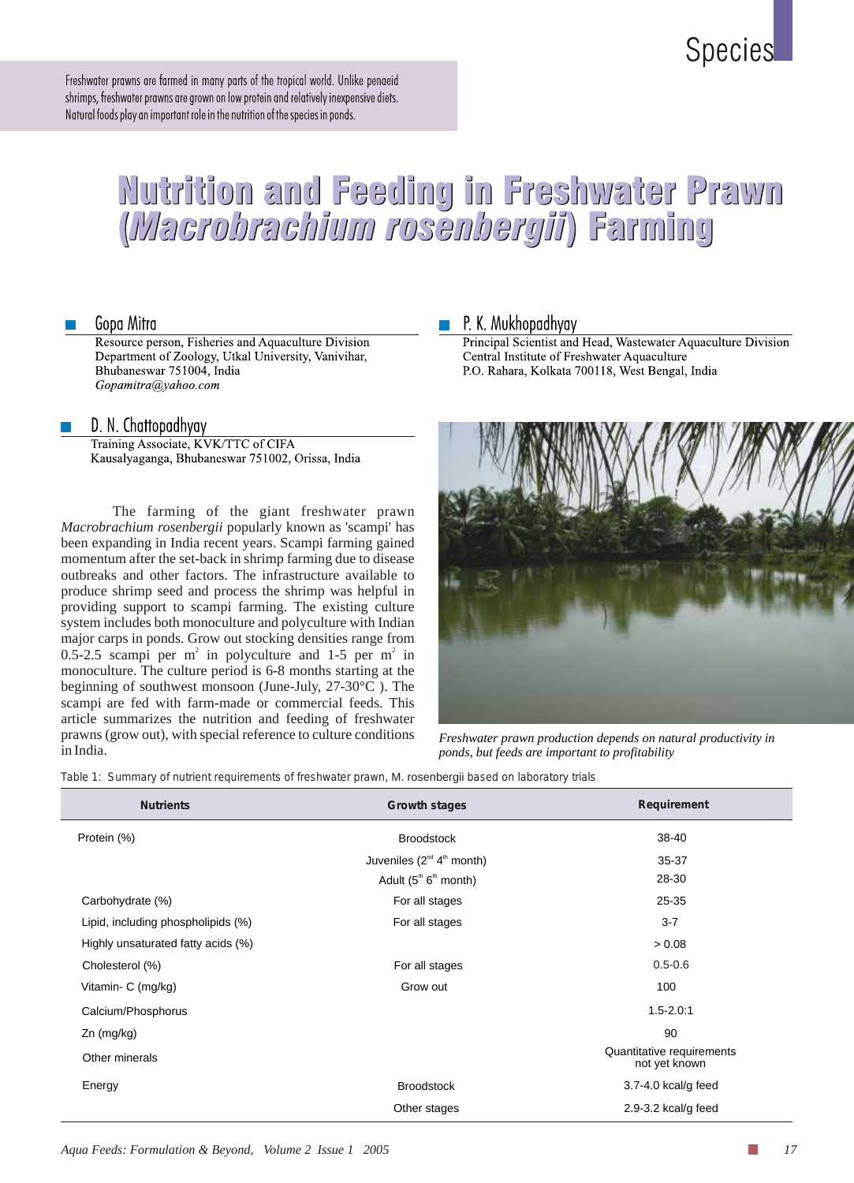Species

Freshwater prawns are farmed in many parts of the tropical world. Unlike penaeid shrimps, freshwater prawns are grown on low protein and relatively inexpensive diets. Natural foods play an important role in the nutrition of the species in ponds.

# Nutrition and Feeding in Freshwater Prawn (*Macrobrachium rosenbergii*) Farming

**Gopa Mitra**
Resource person, Fisheries and Aquaculture Division
Department of Zoology, Utkal University, Vanivihar,
Bhubaneswar 751004, India
*Gopamitra@yahoo.com*

**P. K. Mukhopadhyay**
Principal Scientist and Head, Wastewater Aquaculture Division
Central Institute of Freshwater Aquaculture
P.O. Rahara, Kolkata 700118, West Bengal, India

**D. N. Chattopadhyay**
Training Associate, KVK/TTC of CIFA
Kausalyaganga, Bhubaneswar 751002, Orissa, India

The farming of the giant freshwater prawn *Macrobrachium rosenbergii* popularly known as 'scampi' has been expanding in India recent years. Scampi farming gained momentum after the set-back in shrimp farming due to disease outbreaks and other factors. The infrastructure available to produce shrimp seed and process the shrimp was helpful in providing support to scampi farming. The existing culture system includes both monoculture and polyculture with Indian major carps in ponds. Grow out stocking densities range from 0.5-2.5 scampi per $m^2$ in polyculture and 1-5 per $m^2$ in monoculture. The culture period is 6-8 months starting at the beginning of southwest monsoon (June-July, 27-30°C ). The scampi are fed with farm-made or commercial feeds. This article summarizes the nutrition and feeding of freshwater prawns (grow out), with special reference to culture conditions in India.

*Freshwater prawn production depends on natural productivity in ponds, but feeds are important to profitability*

Table 1: Summary of nutrient requirements of freshwater prawn, M. rosenbergii based on laboratory trials

| Nutrients | Growth stages | Requirement |
|---|---|---|
| Protein (%) | Broodstock | 38-40 |
| | Juveniles (2nd 4th month) | 35-37 |
| | Adult (5th 6th month) | 28-30 |
| Carbohydrate (%) | For all stages | 25-35 |
| Lipid, including phospholipids (%) | For all stages | 3-7 |
| Highly unsaturated fatty acids (%) | | > 0.08 |
| Cholesterol (%) | For all stages | 0.5-0.6 |
| Vitamin- C (mg/kg) | Grow out | 100 |
| Calcium/Phosphorus | | 1.5-2.0:1 |
| Zn (mg/kg) | | 90 |
| Other minerals | | Quantitative requirements not yet known |
| Energy | Broodstock | 3.7-4.0 kcal/g feed |
| | Other stages | 2.9-3.2 kcal/g feed |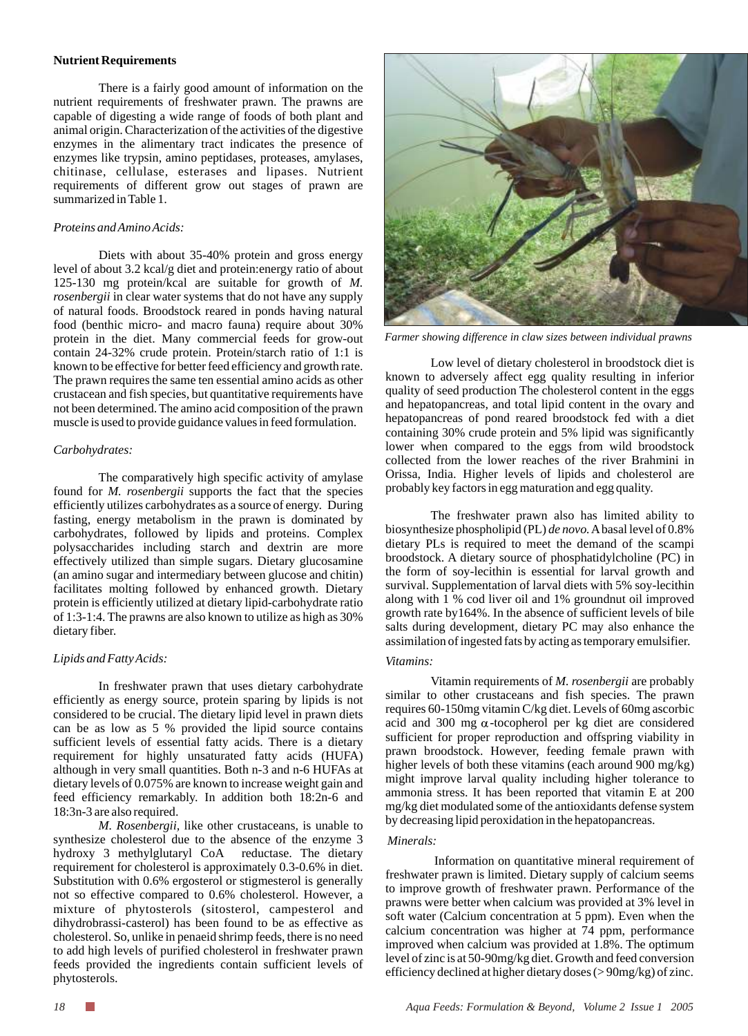**Nutrient Requirements**

There is a fairly good amount of information on the nutrient requirements of freshwater prawn. The prawns are capable of digesting a wide range of foods of both plant and animal origin. Characterization of the activities of the digestive enzymes in the alimentary tract indicates the presence of enzymes like trypsin, amino peptidases, proteases, amylases, chitinase, cellulase, esterases and lipases. Nutrient requirements of different grow out stages of prawn are summarized in Table 1.

*Proteins and Amino Acids:*

Diets with about 35-40% protein and gross energy level of about 3.2 kcal/g diet and protein:energy ratio of about 125-130 mg protein/kcal are suitable for growth of *M. rosenbergii* in clear water systems that do not have any supply of natural foods. Broodstock reared in ponds having natural food (benthic micro- and macro fauna) require about 30% protein in the diet. Many commercial feeds for grow-out contain 24-32% crude protein. Protein/starch ratio of 1:1 is known to be effective for better feed efficiency and growth rate. The prawn requires the same ten essential amino acids as other crustacean and fish species, but quantitative requirements have not been determined. The amino acid composition of the prawn muscle is used to provide guidance values in feed formulation.

*Carbohydrates:*

The comparatively high specific activity of amylase found for *M. rosenbergii* supports the fact that the species efficiently utilizes carbohydrates as a source of energy. During fasting, energy metabolism in the prawn is dominated by carbohydrates, followed by lipids and proteins. Complex polysaccharides including starch and dextrin are more effectively utilized than simple sugars. Dietary glucosamine (an amino sugar and intermediary between glucose and chitin) facilitates molting followed by enhanced growth. Dietary protein is efficiently utilized at dietary lipid-carbohydrate ratio of 1:3-1:4. The prawns are also known to utilize as high as 30% dietary fiber.

*Lipids and Fatty Acids:*

In freshwater prawn that uses dietary carbohydrate efficiently as energy source, protein sparing by lipids is not considered to be crucial. The dietary lipid level in prawn diets can be as low as 5 % provided the lipid source contains sufficient levels of essential fatty acids. There is a dietary requirement for highly unsaturated fatty acids (HUFA) although in very small quantities. Both n-3 and n-6 HUFAs at dietary levels of 0.075% are known to increase weight gain and feed efficiency remarkably. In addition both 18:2n-6 and 18:3n-3 are also required.

*M. Rosenbergii*, like other crustaceans, is unable to synthesize cholesterol due to the absence of the enzyme 3 hydroxy 3 methylglutaryl CoA reductase. The dietary requirement for cholesterol is approximately 0.3-0.6% in diet. Substitution with 0.6% ergosterol or stigmesterol is generally not so effective compared to 0.6% cholesterol. However, a mixture of phytosterols (sitosterol, campesterol and dihydrobrassi-casterol) has been found to be as effective as cholesterol. So, unlike in penaeid shrimp feeds, there is no need to add high levels of purified cholesterol in freshwater prawn feeds provided the ingredients contain sufficient levels of phytosterols.

*Farmer showing difference in claw sizes between individual prawns*

Low level of dietary cholesterol in broodstock diet is known to adversely affect egg quality resulting in inferior quality of seed production The cholesterol content in the eggs and hepatopancreas, and total lipid content in the ovary and hepatopancreas of pond reared broodstock fed with a diet containing 30% crude protein and 5% lipid was significantly lower when compared to the eggs from wild broodstock collected from the lower reaches of the river Brahmini in Orissa, India. Higher levels of lipids and cholesterol are probably key factors in egg maturation and egg quality.

The freshwater prawn also has limited ability to biosynthesize phospholipid (PL) *de novo*. A basal level of 0.8% dietary PLs is required to meet the demand of the scampi broodstock. A dietary source of phosphatidylcholine (PC) in the form of soy-lecithin is essential for larval growth and survival. Supplementation of larval diets with 5% soy-lecithin along with 1 % cod liver oil and 1% groundnut oil improved growth rate by164%. In the absence of sufficient levels of bile salts during development, dietary PC may also enhance the assimilation of ingested fats by acting as temporary emulsifier.

*Vitamins:*

Vitamin requirements of *M. rosenbergii* are probably similar to other crustaceans and fish species. The prawn requires 60-150mg vitamin C/kg diet. Levels of 60mg ascorbic acid and 300 mg $\alpha$-tocopherol per kg diet are considered sufficient for proper reproduction and offspring viability in prawn broodstock. However, feeding female prawn with higher levels of both these vitamins (each around 900 mg/kg) might improve larval quality including higher tolerance to ammonia stress. It has been reported that vitamin E at 200 mg/kg diet modulated some of the antioxidants defense system by decreasing lipid peroxidation in the hepatopancreas.

*Minerals:*

Information on quantitative mineral requirement of freshwater prawn is limited. Dietary supply of calcium seems to improve growth of freshwater prawn. Performance of the prawns were better when calcium was provided at 3% level in soft water (Calcium concentration at 5 ppm). Even when the calcium concentration was higher at 74 ppm, performance improved when calcium was provided at 1.8%. The optimum level of zinc is at 50-90mg/kg diet. Growth and feed conversion efficiency declined at higher dietary doses (> 90mg/kg) of zinc.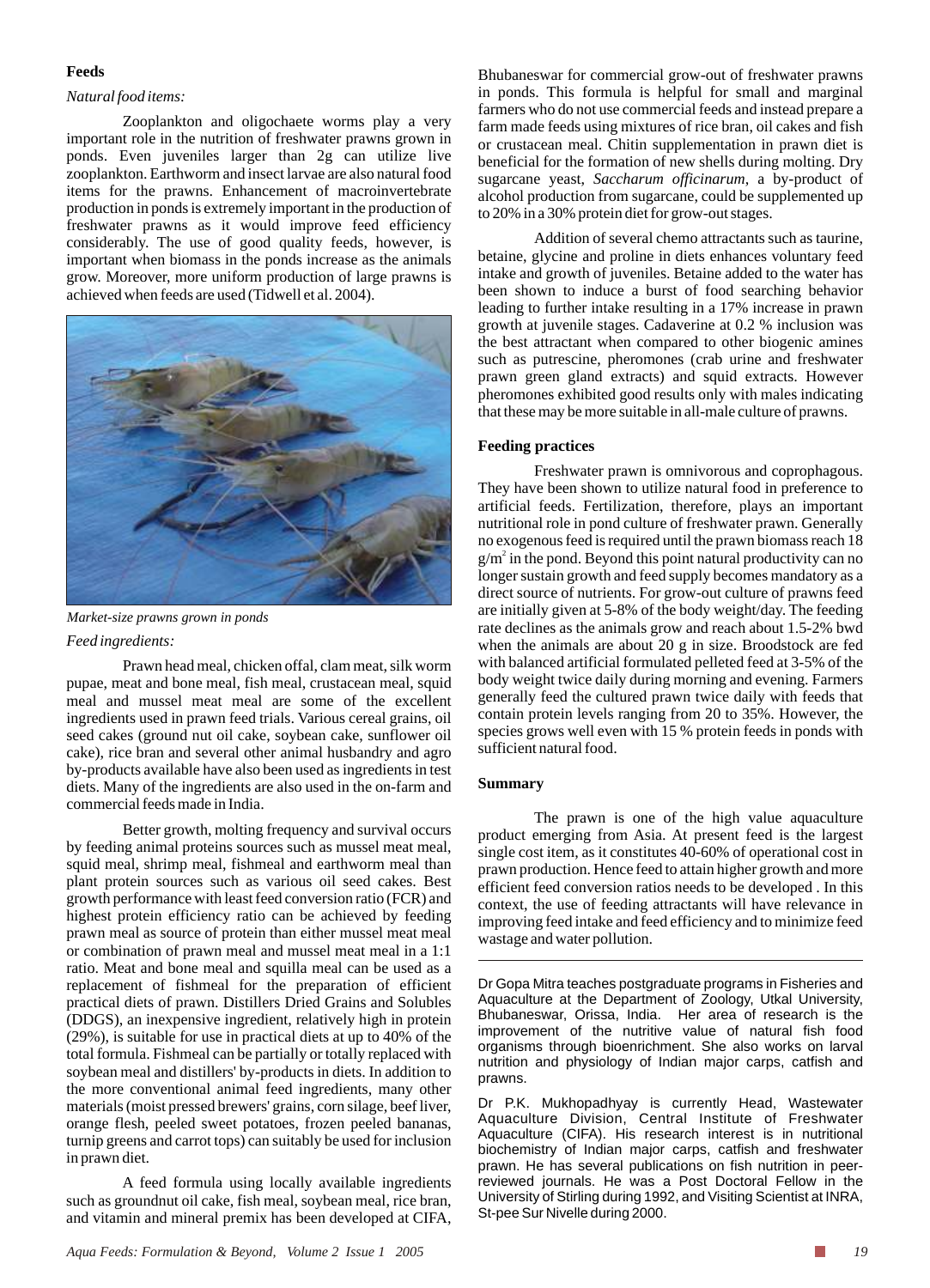## Feeds

*Natural food items:*

Zooplankton and oligochaete worms play a very important role in the nutrition of freshwater prawns grown in ponds. Even juveniles larger than 2g can utilize live zooplankton. Earthworm and insect larvae are also natural food items for the prawns. Enhancement of macroinvertebrate production in ponds is extremely important in the production of freshwater prawns as it would improve feed efficiency considerably. The use of good quality feeds, however, is important when biomass in the ponds increase as the animals grow. Moreover, more uniform production of large prawns is achieved when feeds are used (Tidwell et al. 2004).

*Market-size prawns grown in ponds*

*Feed ingredients:*

Prawn head meal, chicken offal, clam meat, silk worm pupae, meat and bone meal, fish meal, crustacean meal, squid meal and mussel meat meal are some of the excellent ingredients used in prawn feed trials. Various cereal grains, oil seed cakes (ground nut oil cake, soybean cake, sunflower oil cake), rice bran and several other animal husbandry and agro by-products available have also been used as ingredients in test diets. Many of the ingredients are also used in the on-farm and commercial feeds made in India.

Better growth, molting frequency and survival occurs by feeding animal proteins sources such as mussel meat meal, squid meal, shrimp meal, fishmeal and earthworm meal than plant protein sources such as various oil seed cakes. Best growth performance with least feed conversion ratio (FCR) and highest protein efficiency ratio can be achieved by feeding prawn meal as source of protein than either mussel meat meal or combination of prawn meal and mussel meat meal in a 1:1 ratio. Meat and bone meal and squilla meal can be used as a replacement of fishmeal for the preparation of efficient practical diets of prawn. Distillers Dried Grains and Solubles (DDGS), an inexpensive ingredient, relatively high in protein (29%), is suitable for use in practical diets at up to 40% of the total formula. Fishmeal can be partially or totally replaced with soybean meal and distillers' by-products in diets. In addition to the more conventional animal feed ingredients, many other materials (moist pressed brewers' grains, corn silage, beef liver, orange flesh, peeled sweet potatoes, frozen peeled bananas, turnip greens and carrot tops) can suitably be used for inclusion in prawn diet.

A feed formula using locally available ingredients such as groundnut oil cake, fish meal, soybean meal, rice bran, and vitamin and mineral premix has been developed at CIFA, Bhubaneswar for commercial grow-out of freshwater prawns in ponds. This formula is helpful for small and marginal farmers who do not use commercial feeds and instead prepare a farm made feeds using mixtures of rice bran, oil cakes and fish or crustacean meal. Chitin supplementation in prawn diet is beneficial for the formation of new shells during molting. Dry sugarcane yeast, *Saccharum officinarum*, a by-product of alcohol production from sugarcane, could be supplemented up to 20% in a 30% protein diet for grow-out stages.

Addition of several chemo attractants such as taurine, betaine, glycine and proline in diets enhances voluntary feed intake and growth of juveniles. Betaine added to the water has been shown to induce a burst of food searching behavior leading to further intake resulting in a 17% increase in prawn growth at juvenile stages. Cadaverine at 0.2 % inclusion was the best attractant when compared to other biogenic amines such as putrescine, pheromones (crab urine and freshwater prawn green gland extracts) and squid extracts. However pheromones exhibited good results only with males indicating that these may be more suitable in all-male culture of prawns.

## Feeding practices

Freshwater prawn is omnivorous and coprophagous. They have been shown to utilize natural food in preference to artificial feeds. Fertilization, therefore, plays an important nutritional role in pond culture of freshwater prawn. Generally no exogenous feed is required until the prawn biomass reach 18 $g/m^2$ in the pond. Beyond this point natural productivity can no longer sustain growth and feed supply becomes mandatory as a direct source of nutrients. For grow-out culture of prawns feed are initially given at 5-8% of the body weight/day. The feeding rate declines as the animals grow and reach about 1.5-2% bwd when the animals are about 20 g in size. Broodstock are fed with balanced artificial formulated pelleted feed at 3-5% of the body weight twice daily during morning and evening. Farmers generally feed the cultured prawn twice daily with feeds that contain protein levels ranging from 20 to 35%. However, the species grows well even with 15 % protein feeds in ponds with sufficient natural food.

## Summary

The prawn is one of the high value aquaculture product emerging from Asia. At present feed is the largest single cost item, as it constitutes 40-60% of operational cost in prawn production. Hence feed to attain higher growth and more efficient feed conversion ratios needs to be developed . In this context, the use of feeding attractants will have relevance in improving feed intake and feed efficiency and to minimize feed wastage and water pollution.

---

Dr Gopa Mitra teaches postgraduate programs in Fisheries and Aquaculture at the Department of Zoology, Utkal University, Bhubaneswar, Orissa, India. Her area of research is the improvement of the nutritive value of natural fish food organisms through bioenrichment. She also works on larval nutrition and physiology of Indian major carps, catfish and prawns.

Dr P.K. Mukhopadhyay is currently Head, Wastewater Aquaculture Division, Central Institute of Freshwater Aquaculture (CIFA). His research interest is in nutritional biochemistry of Indian major carps, catfish and freshwater prawn. He has several publications on fish nutrition in peer-reviewed journals. He was a Post Doctoral Fellow in the University of Stirling during 1992, and Visiting Scientist at INRA, St-pee Sur Nivelle during 2000.